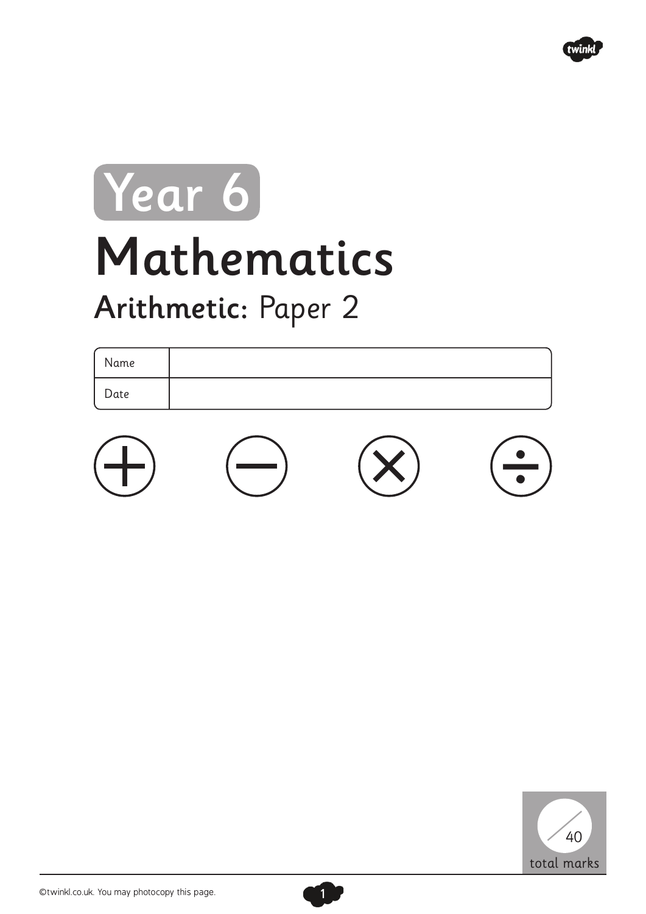# Year 6

# Mathematics

## Arithmetic: Paper 2

| Name | |
|---|---|
| Date | |

/40 total marks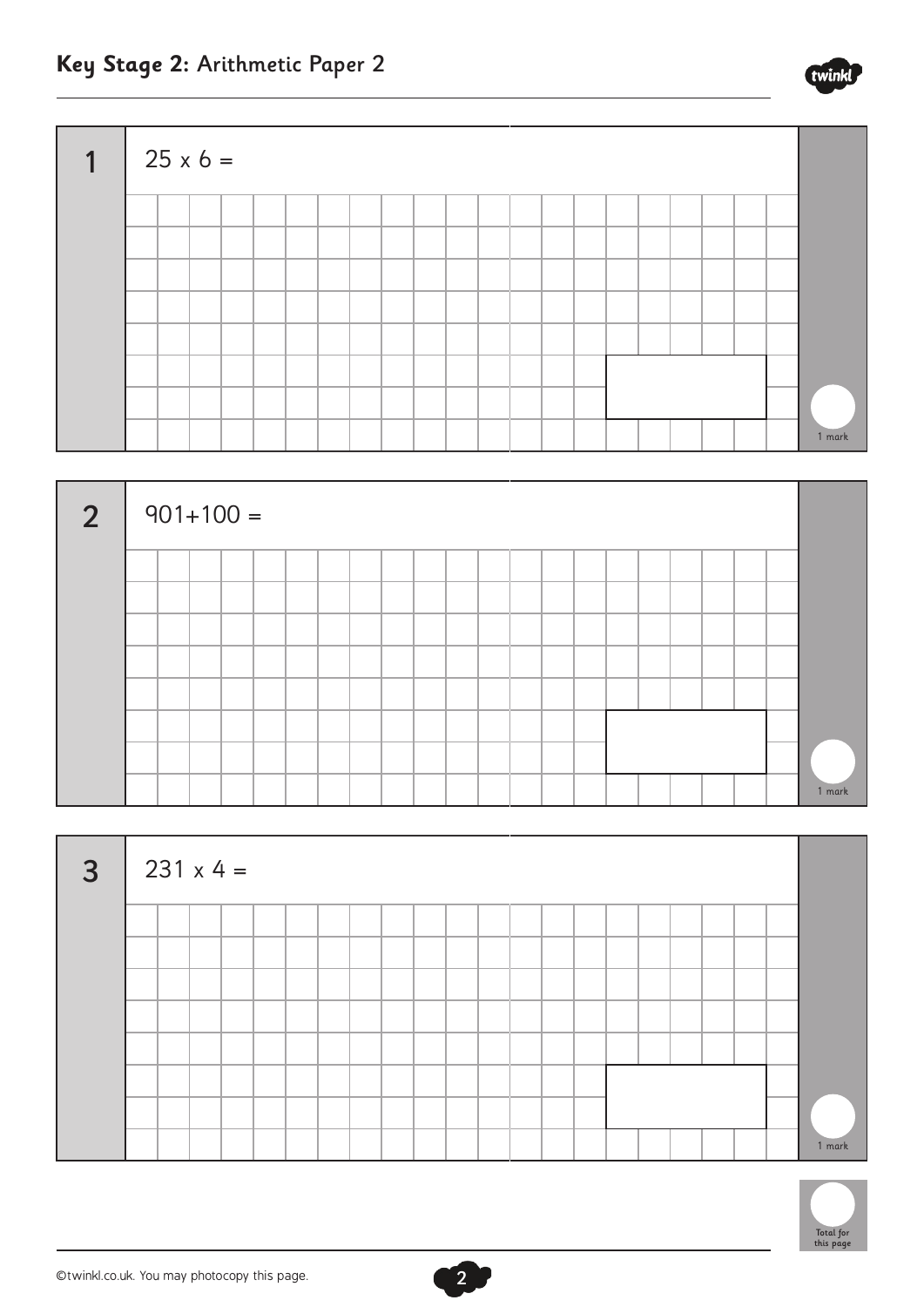**1**

$25 \times 6 =$

1 mark

**2**

$901 + 100 =$

1 mark

**3**

$231 \times 4 =$

1 mark

Total for this page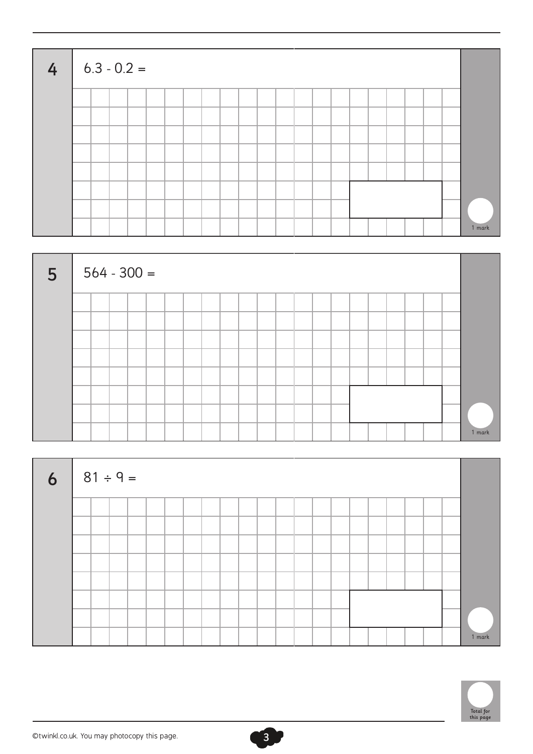**4** $6.3 - 0.2 =$

1 mark

**5** $564 - 300 =$

1 mark

**6** $81 \div 9 =$

1 mark

Total for this page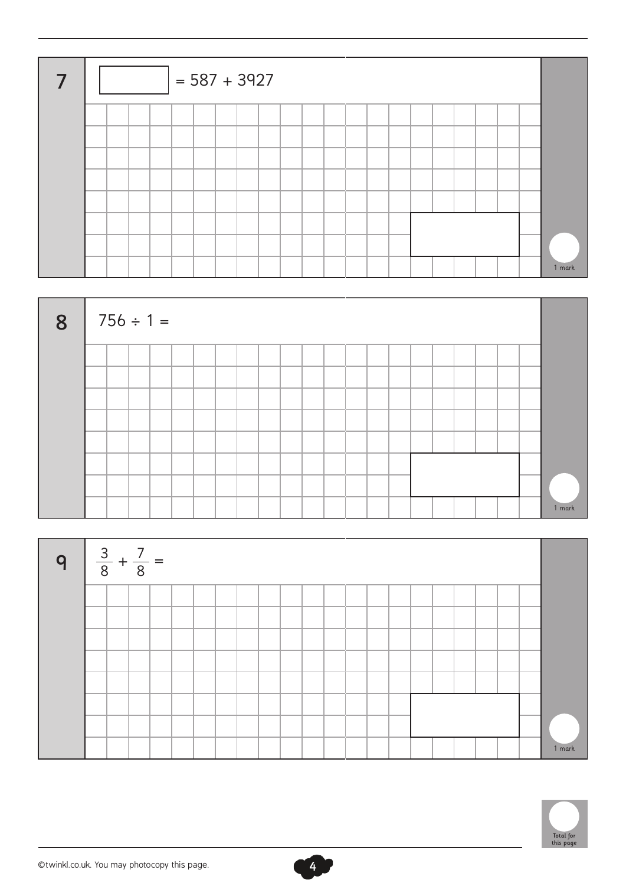**7**

☐ $= 587 + 3927$

1 mark

**8**

$756 \div 1 =$

1 mark

**9**

$\frac{3}{8} + \frac{7}{8} =$

1 mark

Total for this page

©twinkl.co.uk. You may photocopy this page.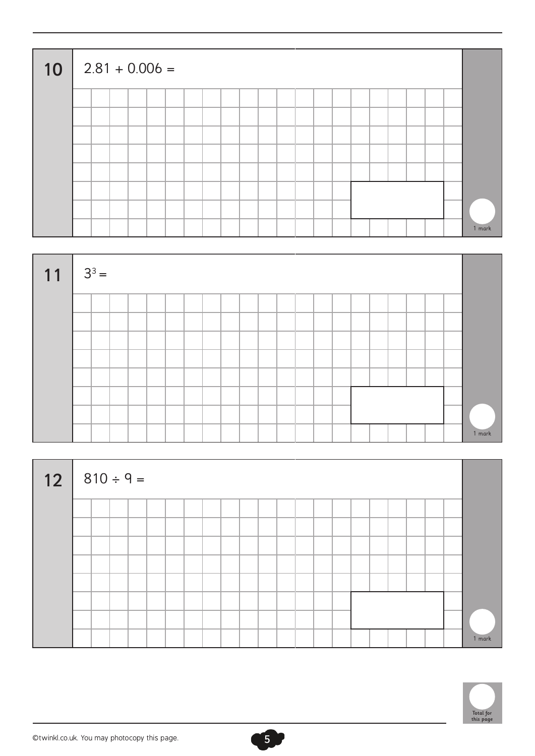**10** $2.81 + 0.006 =$

1 mark

**11** $3^3 =$

1 mark

**12** $810 \div 9 =$

1 mark

Total for this page

©twinkl.co.uk. You may photocopy this page.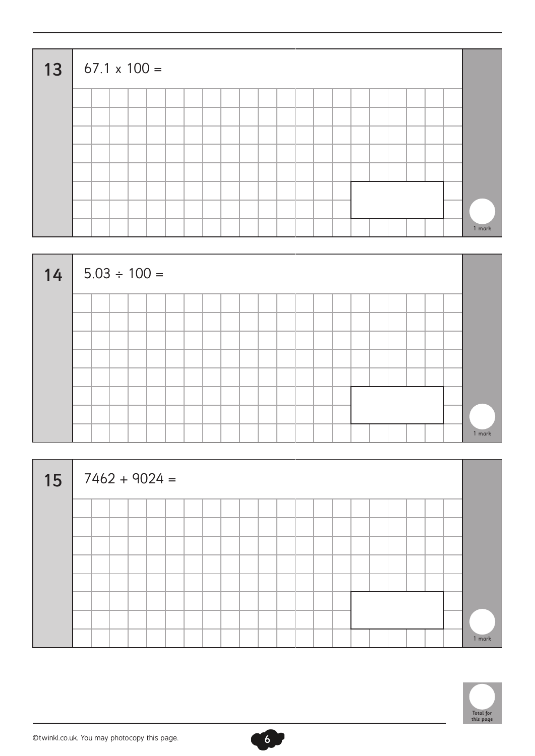**13**

$67.1 \times 100 =$

1 mark

**14**

$5.03 \div 100 =$

1 mark

**15**

$7462 + 9024 =$

1 mark

Total for this page

©twinkl.co.uk. You may photocopy this page.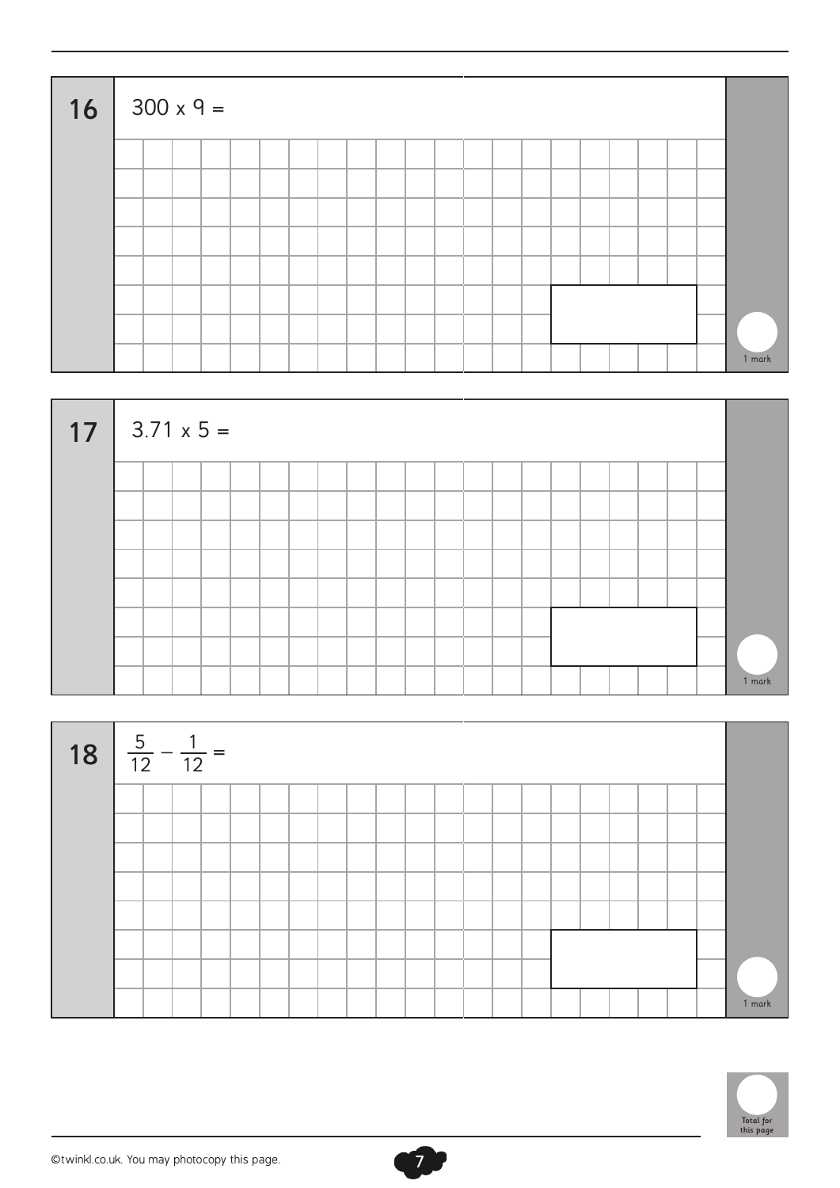**16** $300 \times 9 =$

1 mark

**17** $3.71 \times 5 =$

1 mark

**18** $\frac{5}{12} - \frac{1}{12} =$

1 mark

Total for this page

©twinkl.co.uk. You may photocopy this page.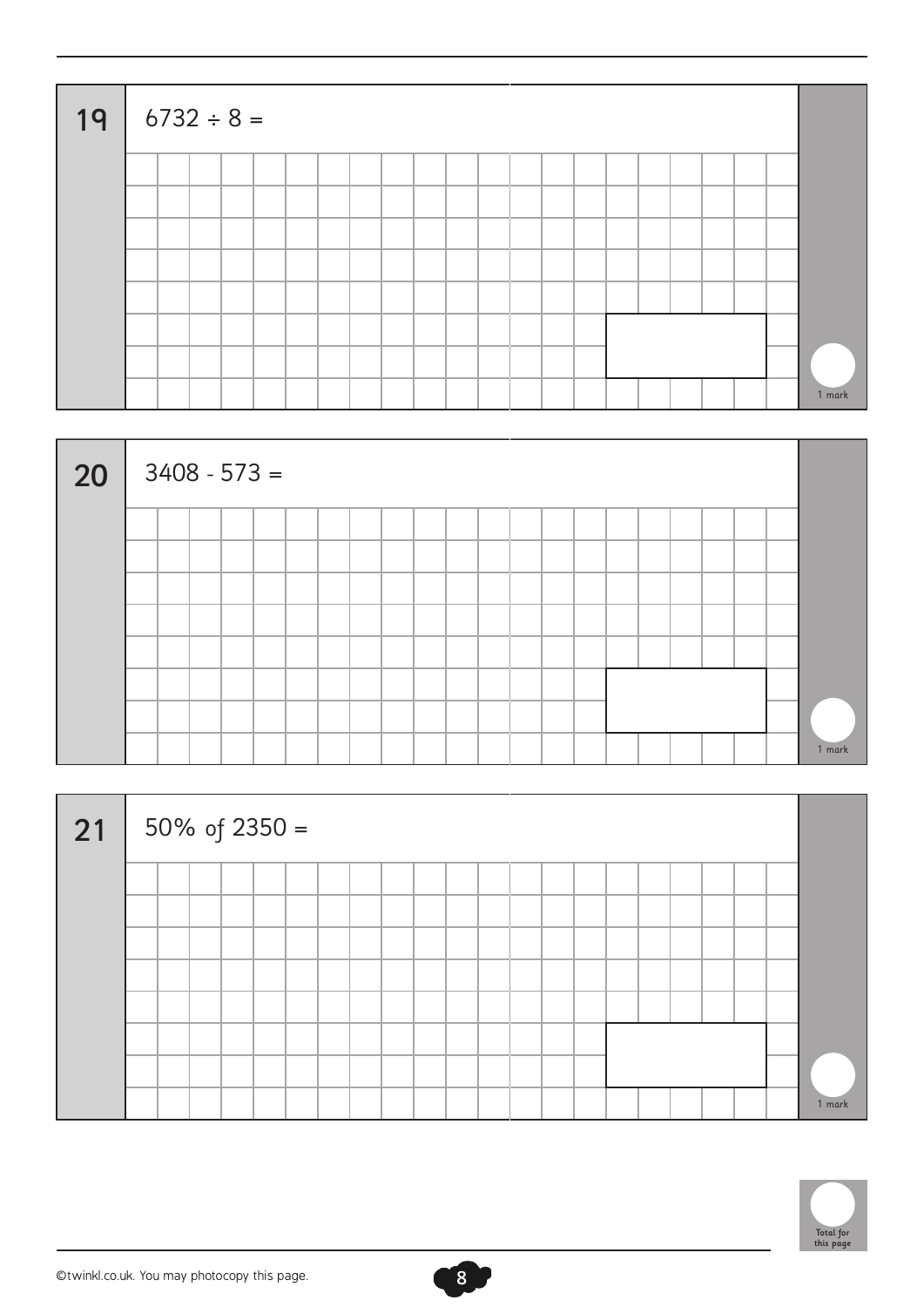**19** $6732 \div 8 =$

1 mark

**20** $3408 - 573 =$

1 mark

**21** 50% of 2350 =

1 mark

Total for this page

©twinkl.co.uk. You may photocopy this page.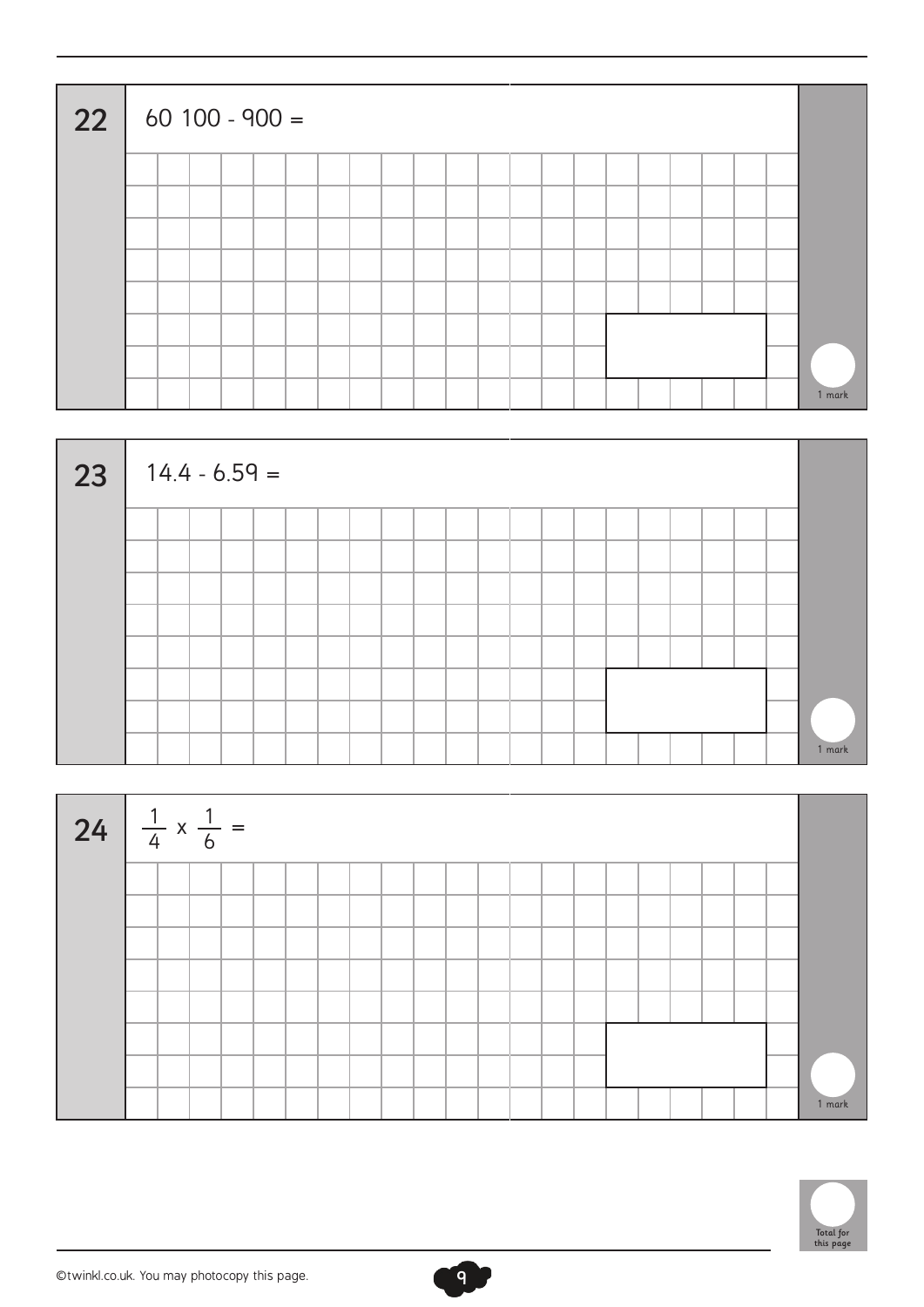**22** $60\ 100 - 900 =$

1 mark

**23** $14.4 - 6.59 =$

1 mark

**24** $\frac{1}{4} \times \frac{1}{6} =$

1 mark

Total for this page

©twinkl.co.uk. You may photocopy this page.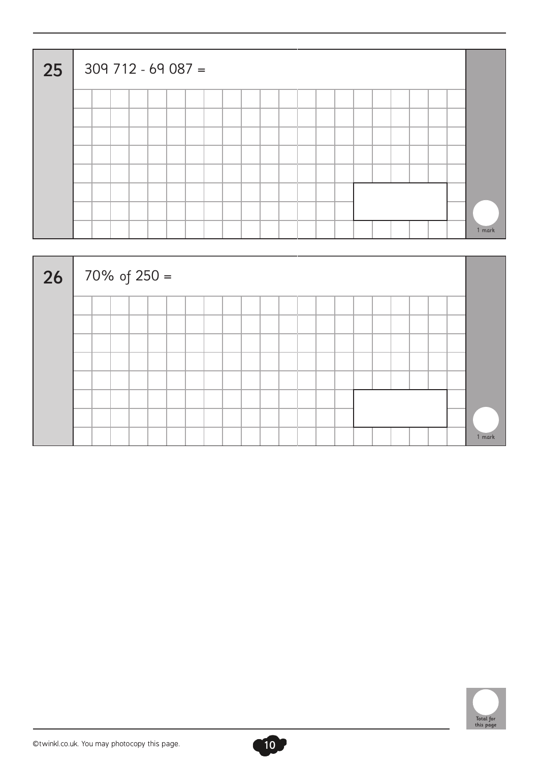**25** 309 712 - 69 087 =

1 mark

**26** 70% of 250 =

1 mark

Total for this page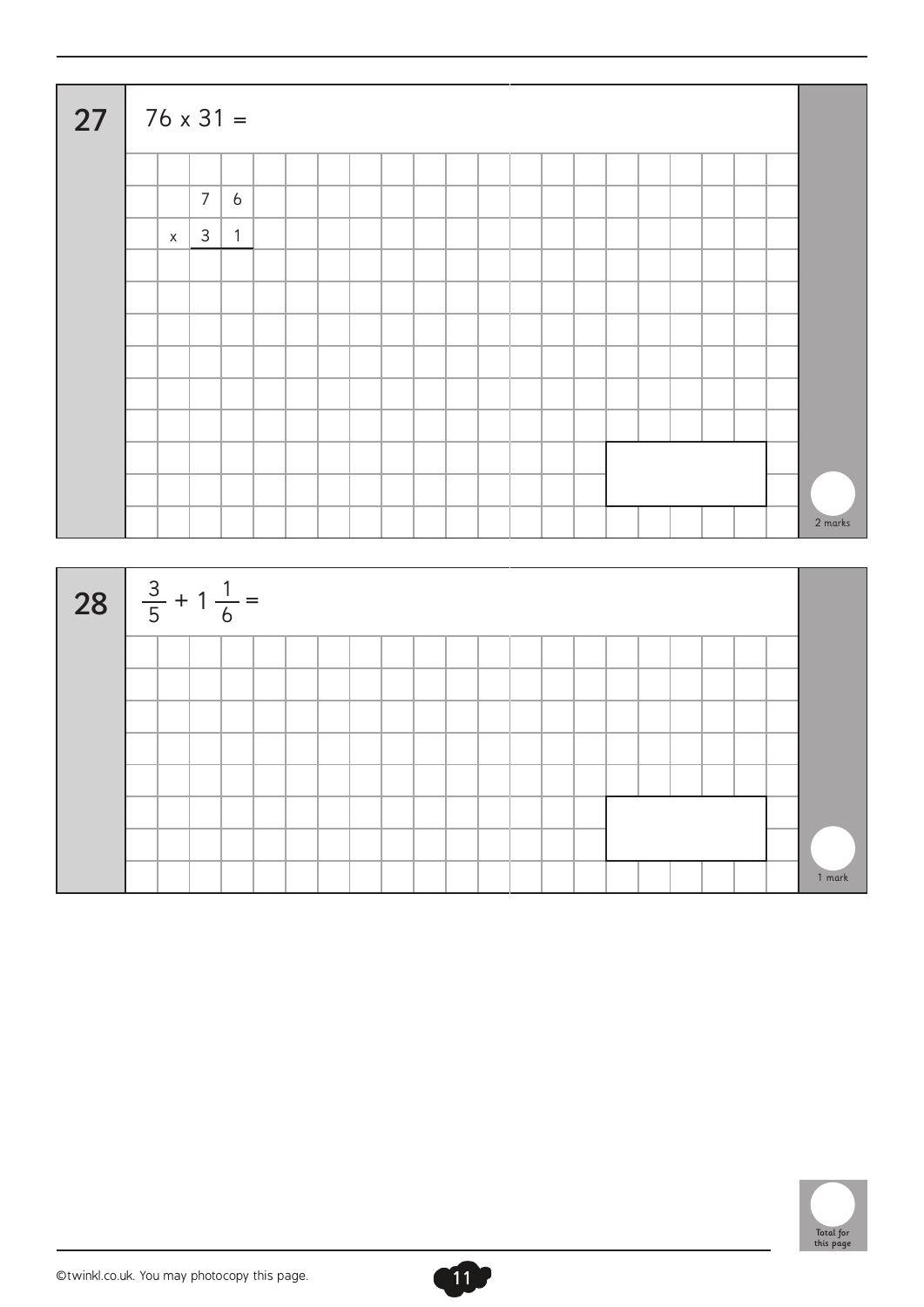**27** $76 \times 31 =$

```
    7 6
  x 3 1
```

2 marks

**28** $\frac{3}{5} + 1\frac{1}{6} =$

1 mark

Total for this page

©twinkl.co.uk. You may photocopy this page.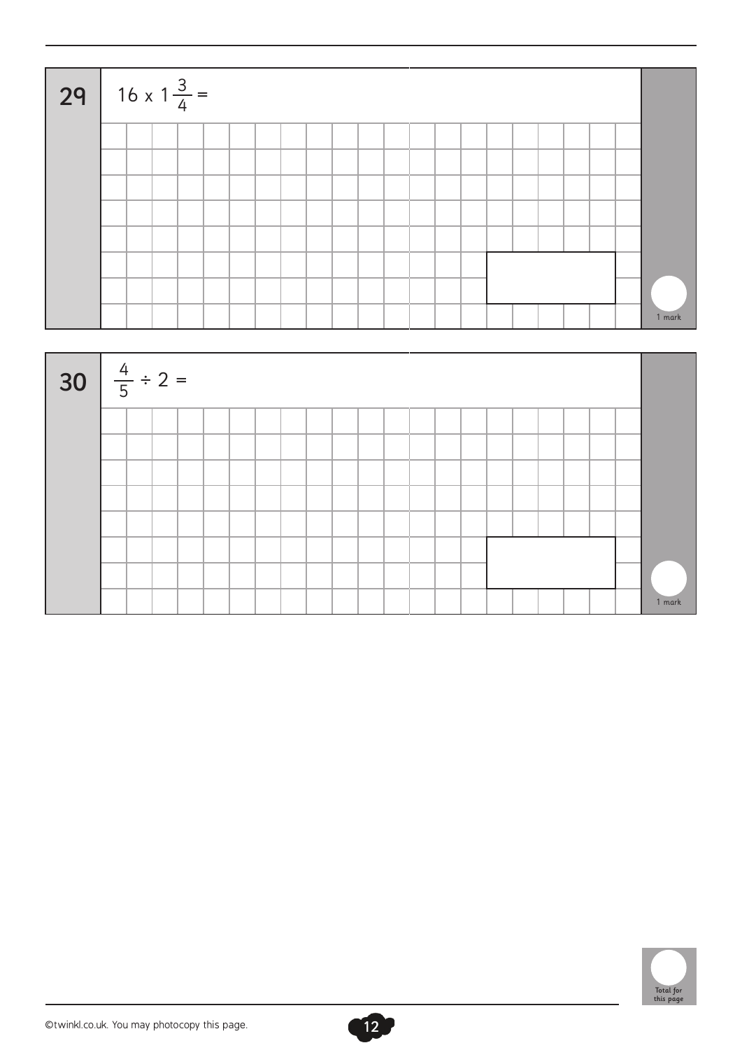**29** $16 \times 1\frac{3}{4} =$

1 mark

**30** $\frac{4}{5} \div 2 =$

1 mark

Total for this page

©twinkl.co.uk. You may photocopy this page.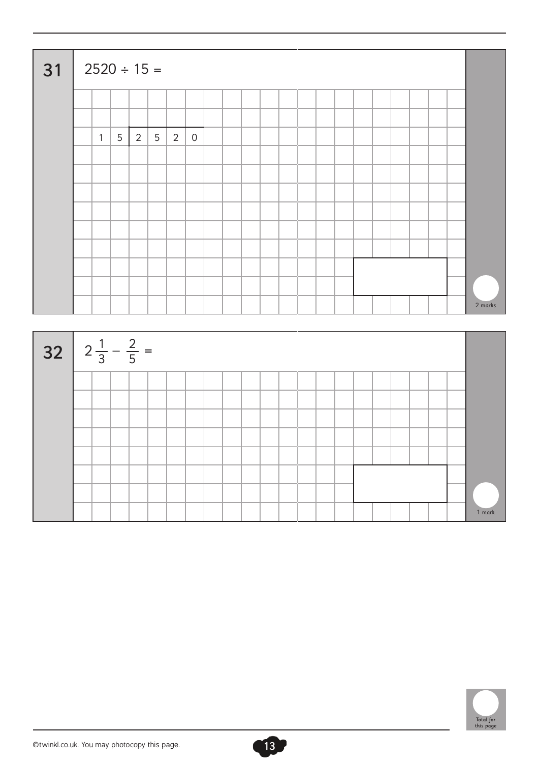**31** $2520 \div 15 =$

$$15 \overline{)2520}$$

2 marks

**32** $2\frac{1}{3} - \frac{2}{5} =$

1 mark

Total for this page

©twinkl.co.uk. You may photocopy this page.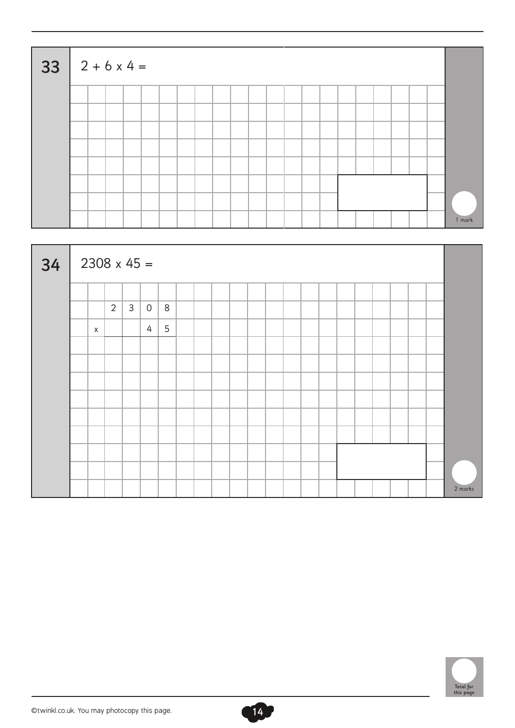**33** $2 + 6 \times 4 =$

1 mark

**34** $2308 \times 45 =$

|   | 2 | 3 | 0 | 8 |
|---|---|---|---|---|
| x |   |   | 4 | 5 |

2 marks

Total for this page

©twinkl.co.uk. You may photocopy this page.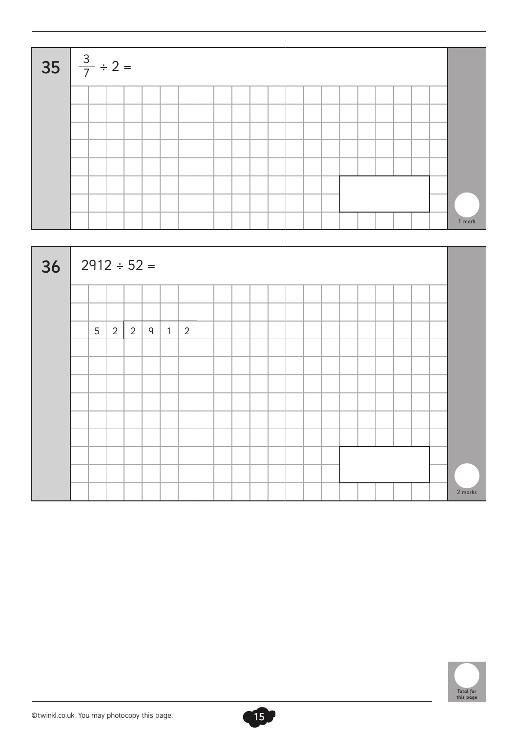**35** $\frac{3}{7} \div 2 =$

1 mark

**36** $2912 \div 52 =$

$52 \overline{)2912}$

2 marks

Total for this page

©twinkl.co.uk. You may photocopy this page.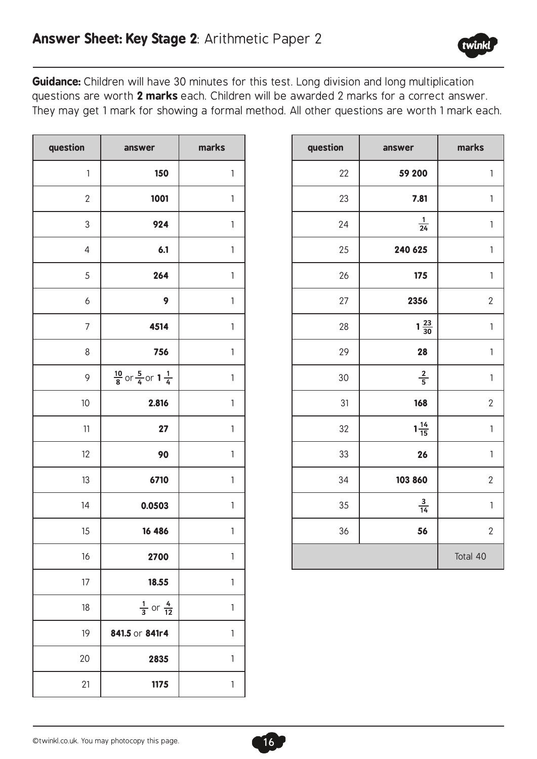# **Answer Sheet: Key Stage 2**: Arithmetic Paper 2

**Guidance:** Children will have 30 minutes for this test. Long division and long multiplication questions are worth **2 marks** each. Children will be awarded 2 marks for a correct answer. They may get 1 mark for showing a formal method. All other questions are worth 1 mark each.

| question | answer | marks |
|---|---|---|
| 1 | **150** | 1 |
| 2 | **1001** | 1 |
| 3 | **924** | 1 |
| 4 | **6.1** | 1 |
| 5 | **264** | 1 |
| 6 | **9** | 1 |
| 7 | **4514** | 1 |
| 8 | **756** | 1 |
| 9 | $\frac{10}{8}$ or $\frac{5}{4}$ or $1\frac{1}{4}$ | 1 |
| 10 | **2.816** | 1 |
| 11 | **27** | 1 |
| 12 | **90** | 1 |
| 13 | **6710** | 1 |
| 14 | **0.0503** | 1 |
| 15 | **16 486** | 1 |
| 16 | **2700** | 1 |
| 17 | **18.55** | 1 |
| 18 | $\frac{1}{3}$ or $\frac{4}{12}$ | 1 |
| 19 | **841.5** or **841r4** | 1 |
| 20 | **2835** | 1 |
| 21 | **1175** | 1 |

| question | answer | marks |
|---|---|---|
| 22 | **59 200** | 1 |
| 23 | **7.81** | 1 |
| 24 | $\frac{1}{24}$ | 1 |
| 25 | **240 625** | 1 |
| 26 | **175** | 1 |
| 27 | **2356** | 2 |
| 28 | $1\frac{23}{30}$ | 1 |
| 29 | **28** | 1 |
| 30 | $\frac{2}{5}$ | 1 |
| 31 | **168** | 2 |
| 32 | $1\frac{14}{15}$ | 1 |
| 33 | **26** | 1 |
| 34 | **103 860** | 2 |
| 35 | $\frac{3}{14}$ | 1 |
| 36 | **56** | 2 |
| | | Total 40 |

©twinkl.co.uk. You may photocopy this page.